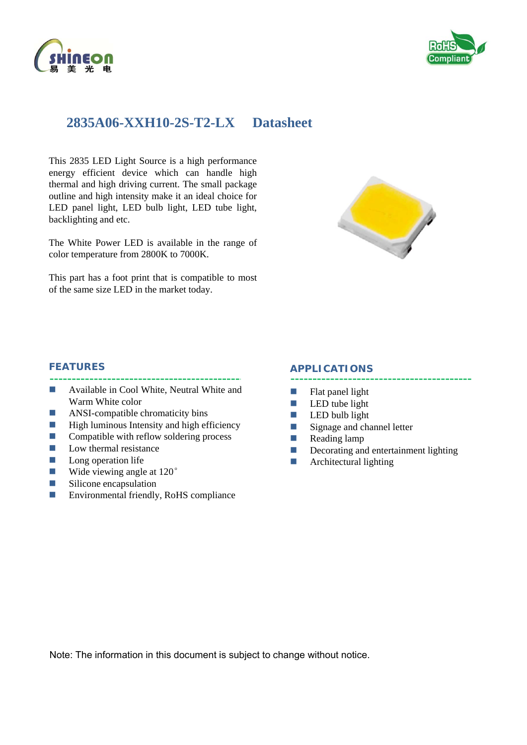# 2835A06-XXH10-2S-T2-LX Datasheet

This 2835 LED Light Source is a high performance energy efficient device which can handle high thermal and high driving current. The small package outline and high intensity make it an ideal choice for LED panel light, LED bulb light, LED tube light, backlighting and etc.

The White Power LED is available in the range of color temperature from 2800K to 7000K.

This part has a foot print that is compatible to most of the same size LED in the market today.

## FEATURES

- Available in Cool White, Neutral White and Warm White color
- ANSI-compatible chromaticity bins
- High luminous Intensity and high efficiency
- Compatible with reflow soldering process
- Low thermal resistance
- Long operation life
- Wide viewing angle at 120°
- Silicone encapsulation
- Environmental friendly, RoHS compliance

## APPLICATIONS

- Flat panel light
- LED tube light
- LED bulb light
- Signage and channel letter
- Reading lamp
- Decorating and entertainment lighting
- Architectural lighting

Note: The information in this document is subject to change without notice.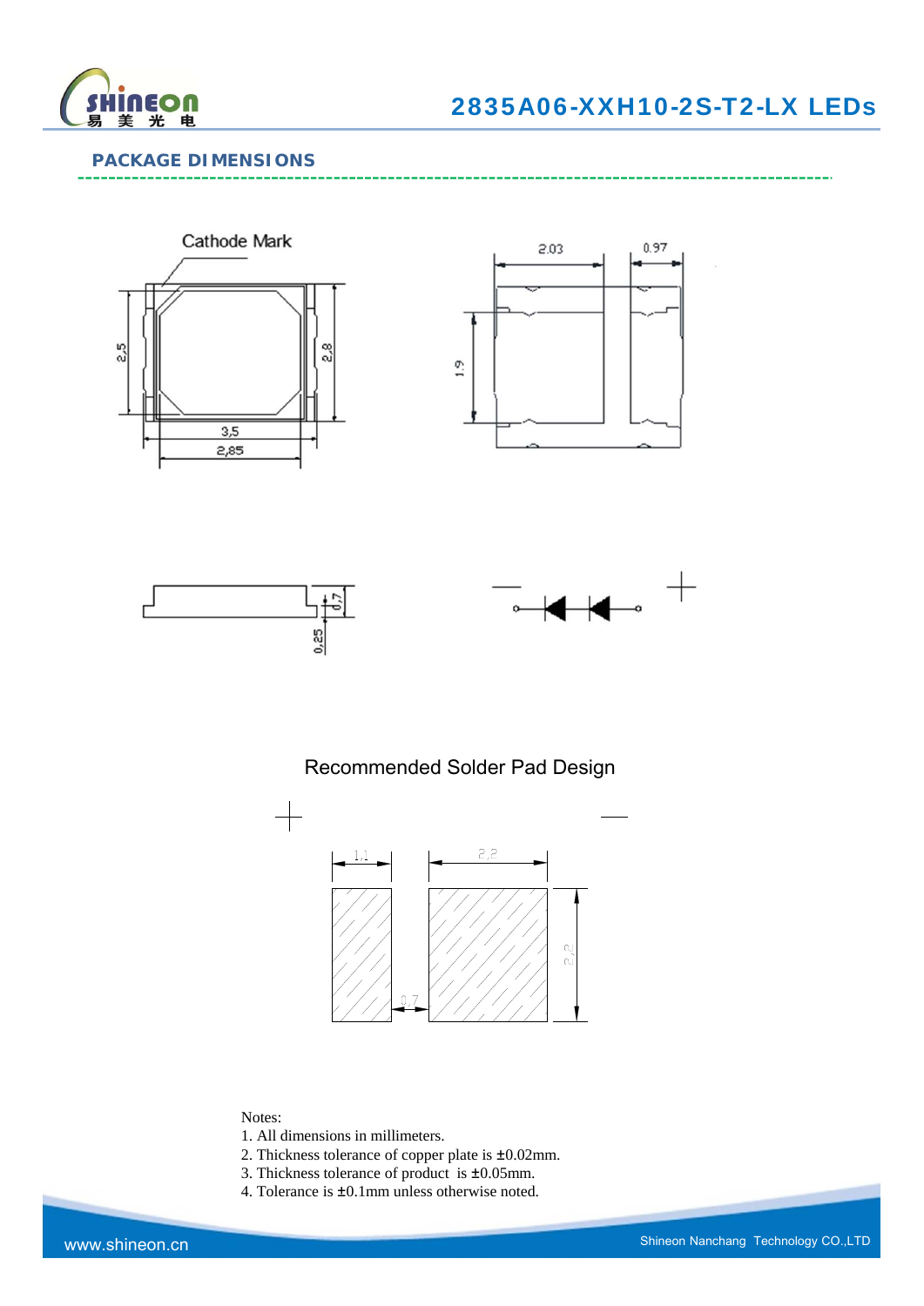## PACKAGE DIMENSIONS

Cathode Mark

Recommended Solder Pad Design

Notes:

1. All dimensions in millimeters.
2. Thickness tolerance of copper plate is ±0.02mm.
3. Thickness tolerance of product is ±0.05mm.
4. Tolerance is ±0.1mm unless otherwise noted.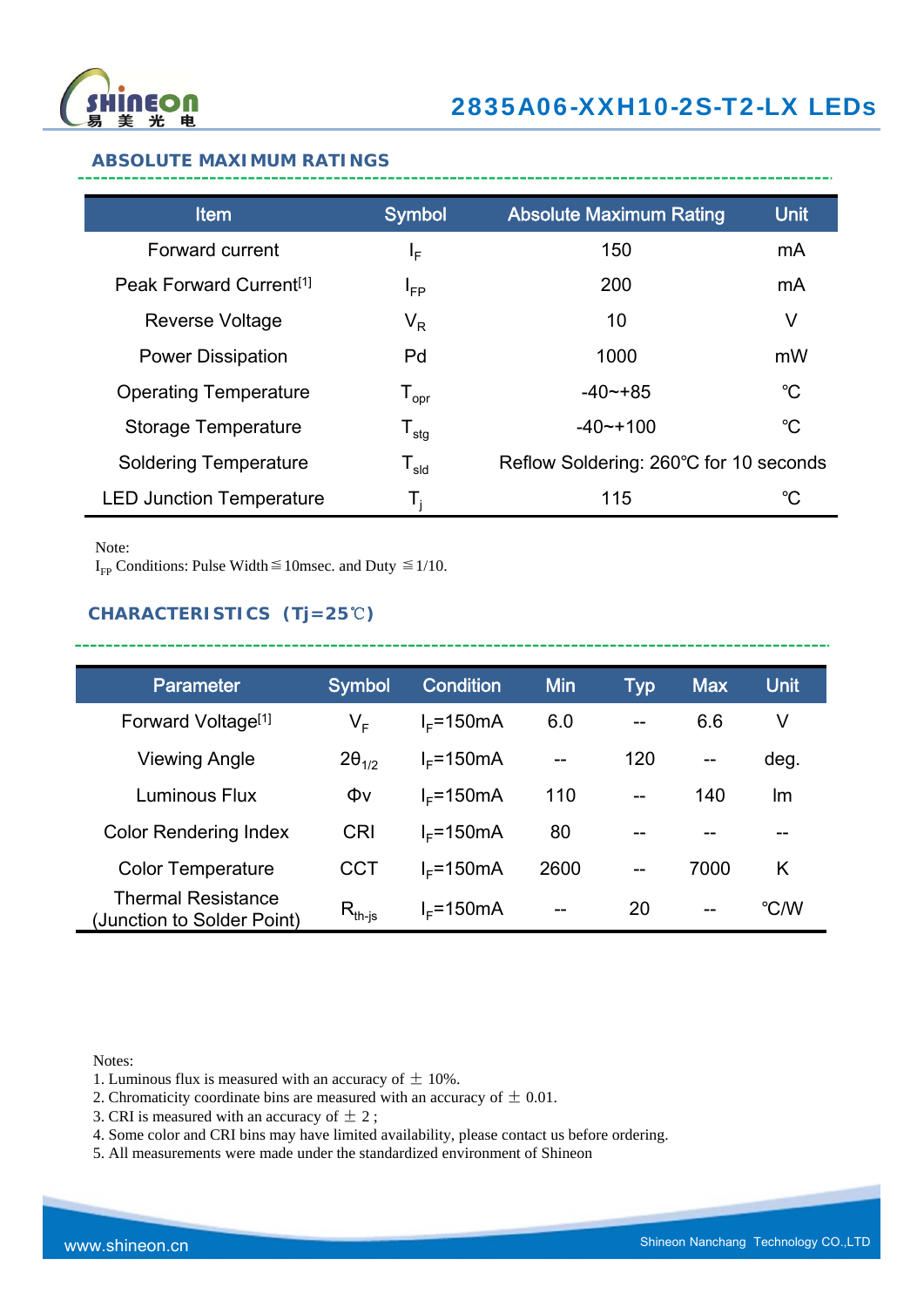## ABSOLUTE MAXIMUM RATINGS

| Item | Symbol | Absolute Maximum Rating | Unit |
|---|---|---|---|
| Forward current | $I_F$ | 150 | mA |
| Peak Forward Current[1] | $I_{FP}$ | 200 | mA |
| Reverse Voltage | $V_R$ | 10 | V |
| Power Dissipation | Pd | 1000 | mW |
| Operating Temperature | $T_{opr}$ | -40~+85 | ℃ |
| Storage Temperature | $T_{stg}$ | -40~+100 | ℃ |
| Soldering Temperature | $T_{sld}$ | Reflow Soldering: 260℃ for 10 seconds | |
| LED Junction Temperature | $T_j$ | 115 | ℃ |

Note:
$I_{FP}$ Conditions: Pulse Width≦10msec. and Duty ≦1/10.

## CHARACTERISTICS（Tj=25℃）

| Parameter | Symbol | Condition | Min | Typ | Max | Unit |
|---|---|---|---|---|---|---|
| Forward Voltage[1] | $V_F$ | $I_F$=150mA | 6.0 | -- | 6.6 | V |
| Viewing Angle | $2\theta_{1/2}$ | $I_F$=150mA | -- | 120 | -- | deg. |
| Luminous Flux | Φv | $I_F$=150mA | 110 | -- | 140 | lm |
| Color Rendering Index | CRI | $I_F$=150mA | 80 | -- | -- | -- |
| Color Temperature | CCT | $I_F$=150mA | 2600 | -- | 7000 | K |
| Thermal Resistance (Junction to Solder Point) | $R_{th\text{-}js}$ | $I_F$=150mA | -- | 20 | -- | ℃/W |

Notes:
1. Luminous flux is measured with an accuracy of ± 10%.
2. Chromaticity coordinate bins are measured with an accuracy of ± 0.01.
3. CRI is measured with an accuracy of ± 2 ;
4. Some color and CRI bins may have limited availability, please contact us before ordering.
5. All measurements were made under the standardized environment of Shineon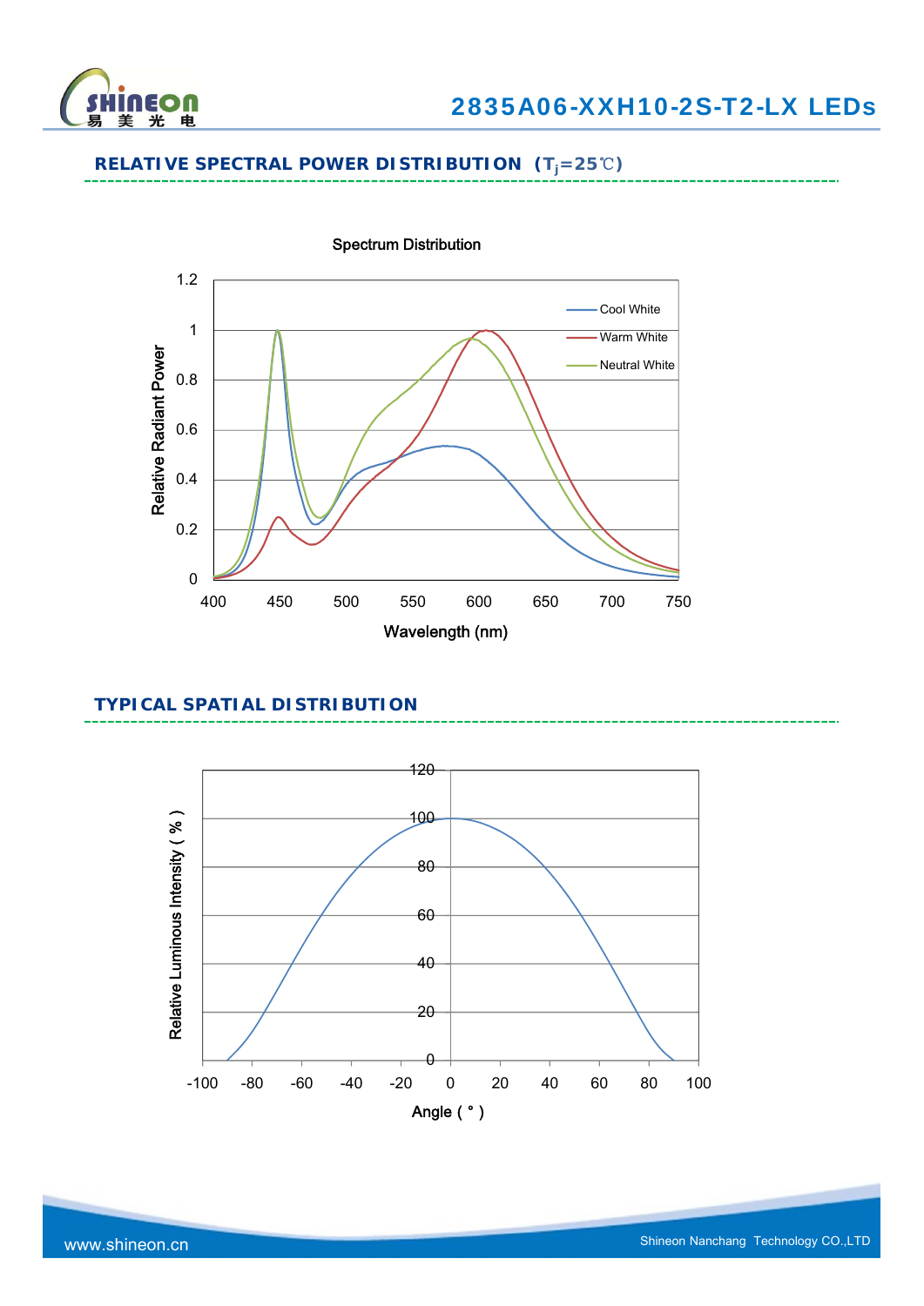## RELATIVE SPECTRAL POWER DISTRIBUTION（$T_j$=25℃）

Spectrum Distribution

Relative Radiant Power

Wavelength (nm)

Cool White

Warm White

Neutral White

## TYPICAL SPATIAL DISTRIBUTION

Relative Luminous Intensity ( % )

Angle ( ° )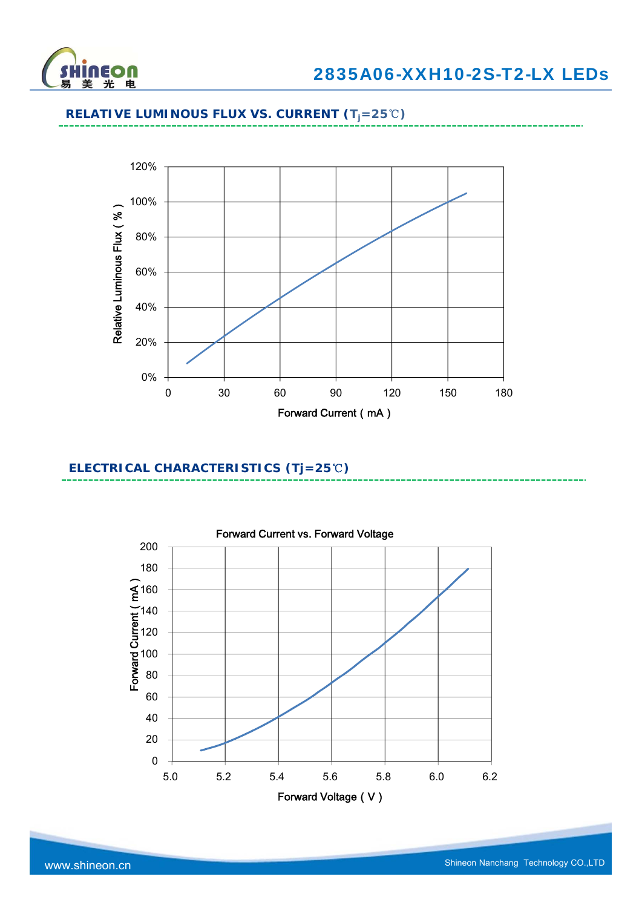## RELATIVE LUMINOUS FLUX VS. CURRENT ($T_j$=25℃)

Relative Luminous Flux ( % )

120%
100%
80%
60%
40%
20%
0%

0 30 60 90 120 150 180

Forward Current ( mA )

## ELECTRICAL CHARACTERISTICS (Tj=25℃)

Forward Current vs. Forward Voltage

Forward Current ( mA )

200
180
160
140
120
100
80
60
40
20
0

5.0 5.2 5.4 5.6 5.8 6.0 6.2

Forward Voltage ( V )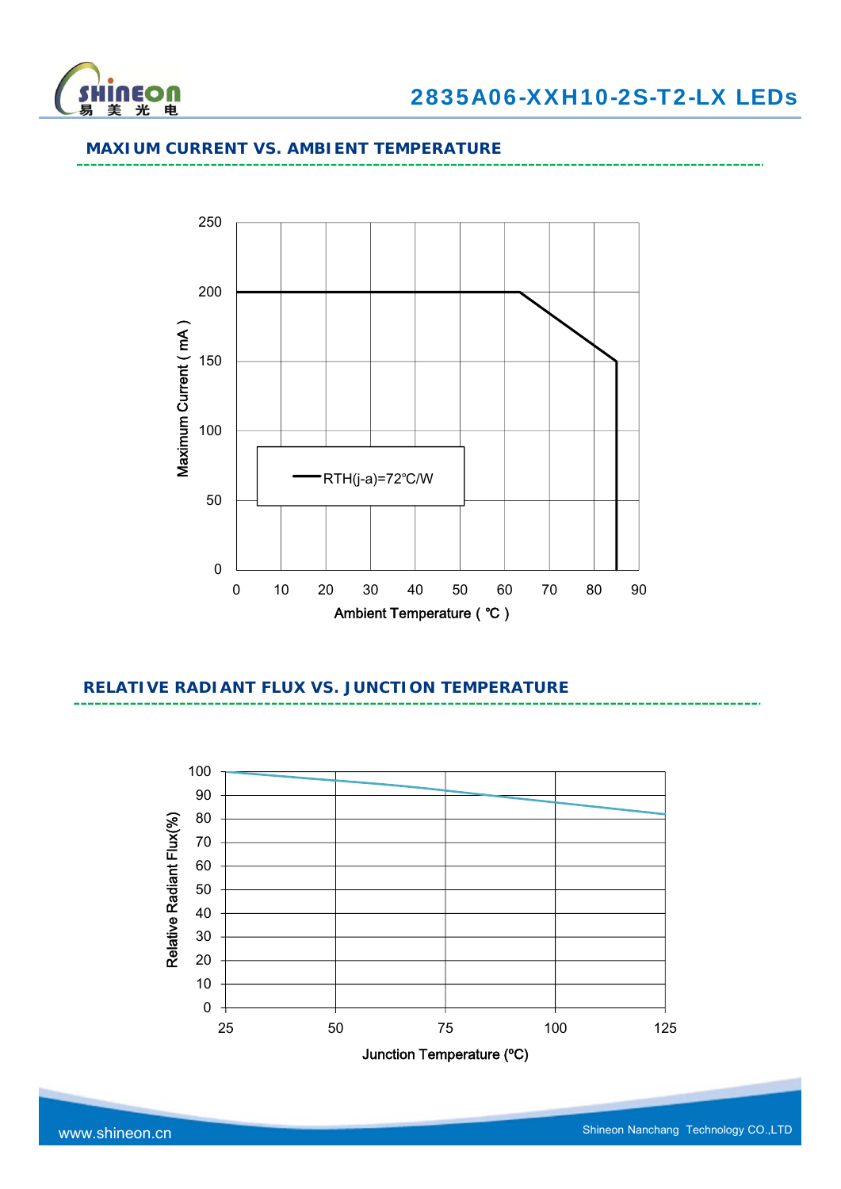## MAXIUM CURRENT VS. AMBIENT TEMPERATURE

Maximum Current ( mA )

RTH(j-a)=72℃/W

Ambient Temperature ( ℃ )

## RELATIVE RADIANT FLUX VS. JUNCTION TEMPERATURE

Relative Radiant Flux(%)

Junction Temperature (ºC)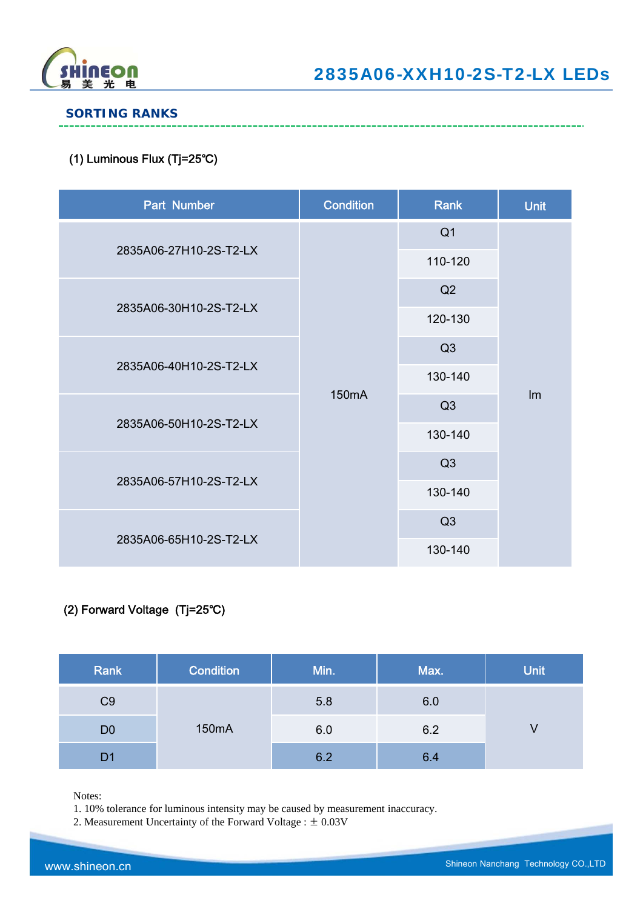## SORTING RANKS

(1) Luminous Flux (Tj=25℃)

| Part Number | Condition | Rank | Unit |
|---|---|---|---|
| 2835A06-27H10-2S-T2-LX | 150mA | Q1 | lm |
| | | 110-120 | |
| 2835A06-30H10-2S-T2-LX | | Q2 | |
| | | 120-130 | |
| 2835A06-40H10-2S-T2-LX | | Q3 | |
| | | 130-140 | |
| 2835A06-50H10-2S-T2-LX | | Q3 | |
| | | 130-140 | |
| 2835A06-57H10-2S-T2-LX | | Q3 | |
| | | 130-140 | |
| 2835A06-65H10-2S-T2-LX | | Q3 | |
| | | 130-140 | |

(2) Forward Voltage (Tj=25℃)

| Rank | Condition | Min. | Max. | Unit |
|---|---|---|---|---|
| C9 | 150mA | 5.8 | 6.0 | V |
| D0 | | 6.0 | 6.2 | |
| D1 | | 6.2 | 6.4 | |

Notes:
1. 10% tolerance for luminous intensity may be caused by measurement inaccuracy.
2. Measurement Uncertainty of the Forward Voltage : ± 0.03V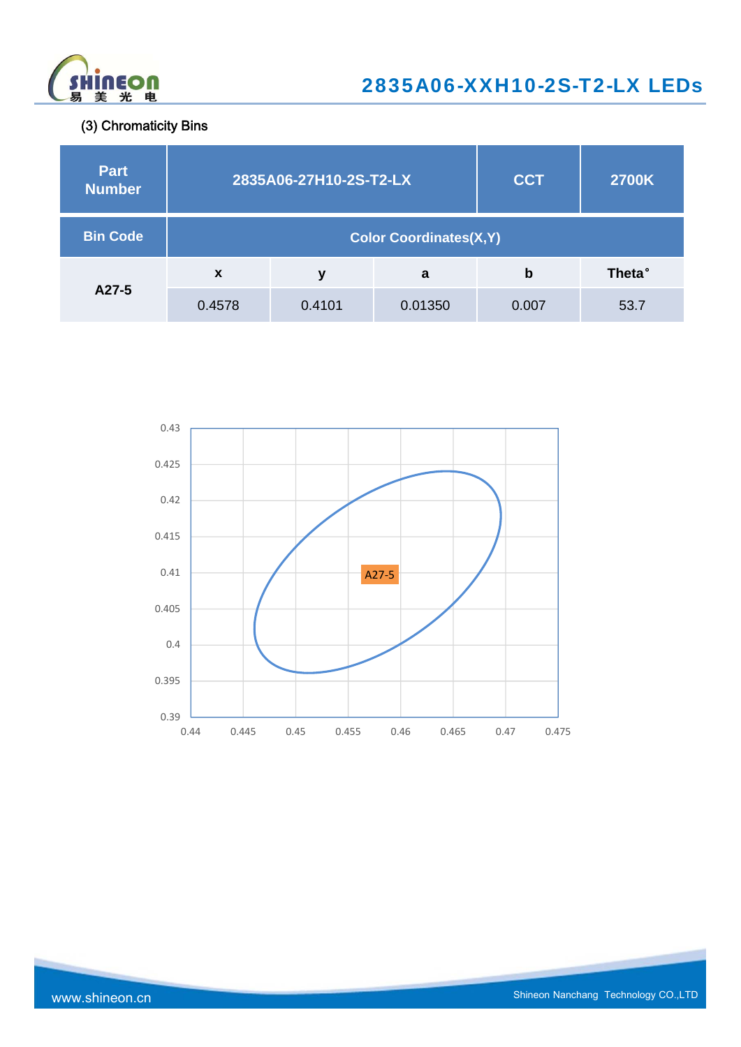(3) Chromaticity Bins

| Part Number | 2835A06-27H10-2S-T2-LX | | CCT | 2700K |
|---|---|---|---|---|
| Bin Code | Color Coordinates(X,Y) | | | |
| A27-5 | x | y | a | b | Theta° |
| | 0.4578 | 0.4101 | 0.01350 | 0.007 | 53.7 |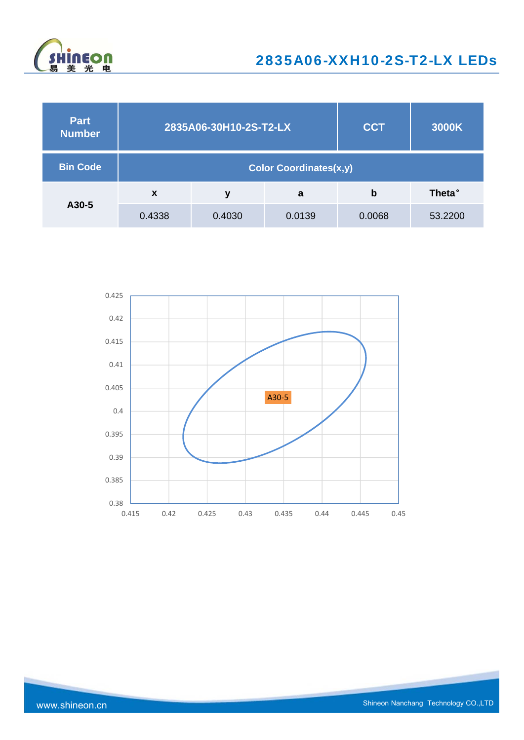| Part Number | 2835A06-30H10-2S-T2-LX | | | CCT | 3000K |
|---|---|---|---|---|---|
| Bin Code | Color Coordinates(x,y) | | | | |
| A30-5 | x | y | a | b | Theta° |
| | 0.4338 | 0.4030 | 0.0139 | 0.0068 | 53.2200 |

A30-5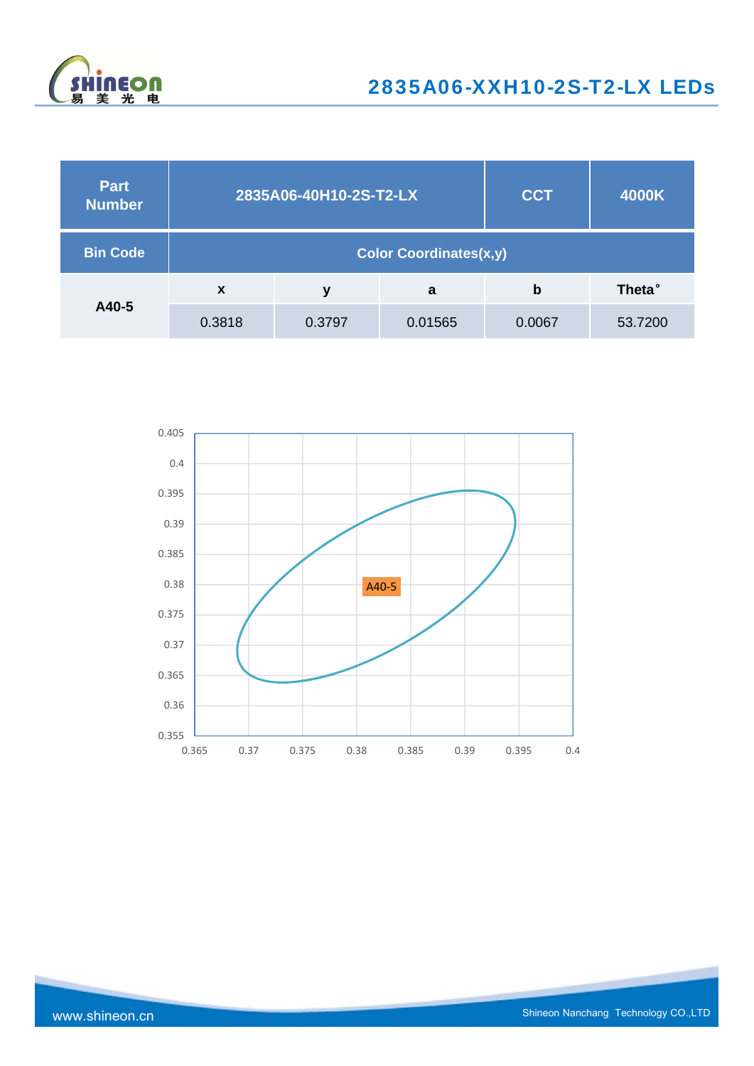| Part Number | 2835A06-40H10-2S-T2-LX | | CCT | 4000K |
|---|---|---|---|---|
| **Bin Code** | **Color Coordinates(x,y)** | | | |
| A40-5 | x | y | a | b | Theta° |
| | 0.3818 | 0.3797 | 0.01565 | 0.0067 | 53.7200 |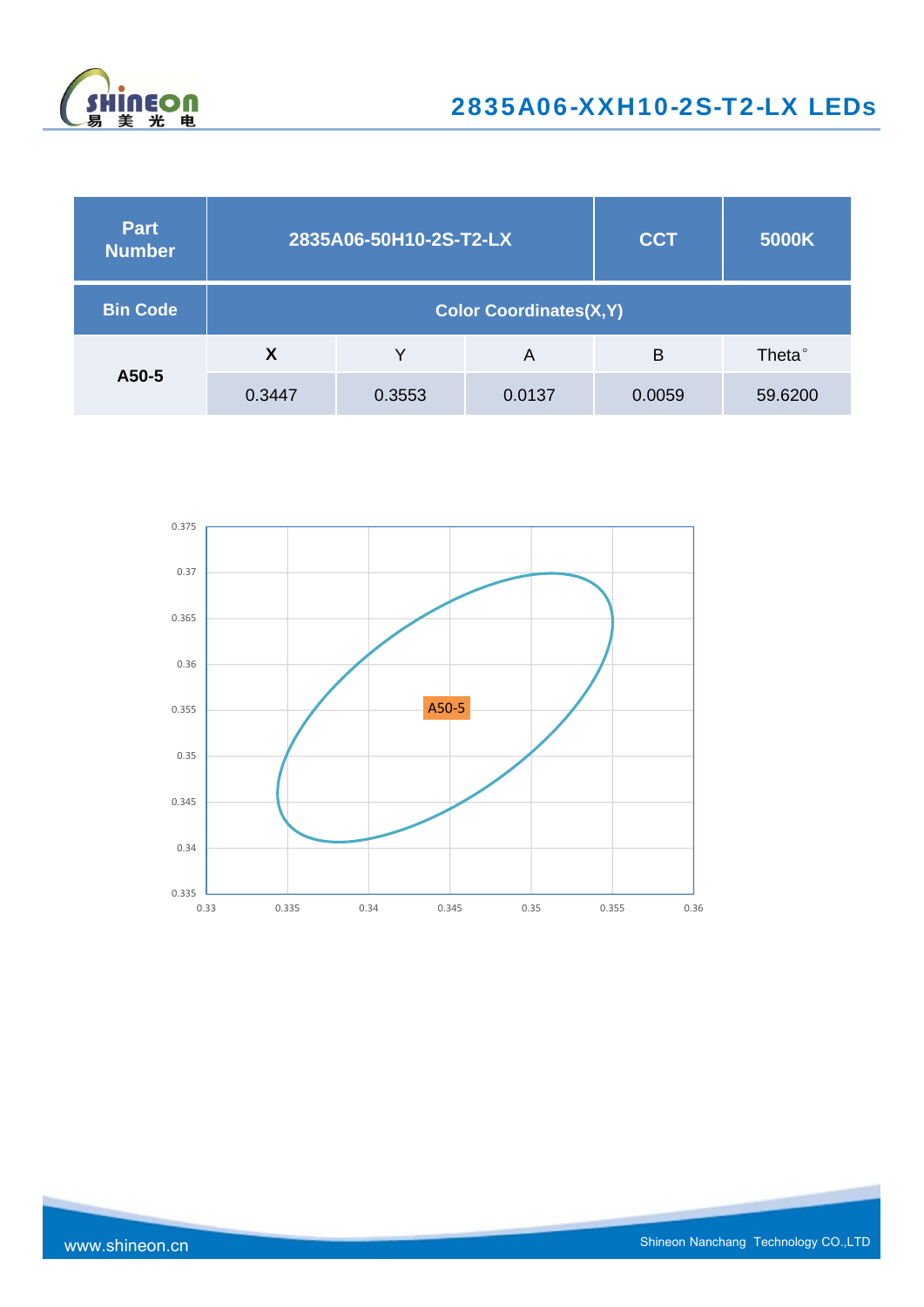| Part Number | 2835A06-50H10-2S-T2-LX | | CCT | 5000K |
|---|---|---|---|---|
| Bin Code | Color Coordinates(X,Y) | | | |
| A50-5 | X | Y | A | B | Theta° |
| | 0.3447 | 0.3553 | 0.0137 | 0.0059 | 59.6200 |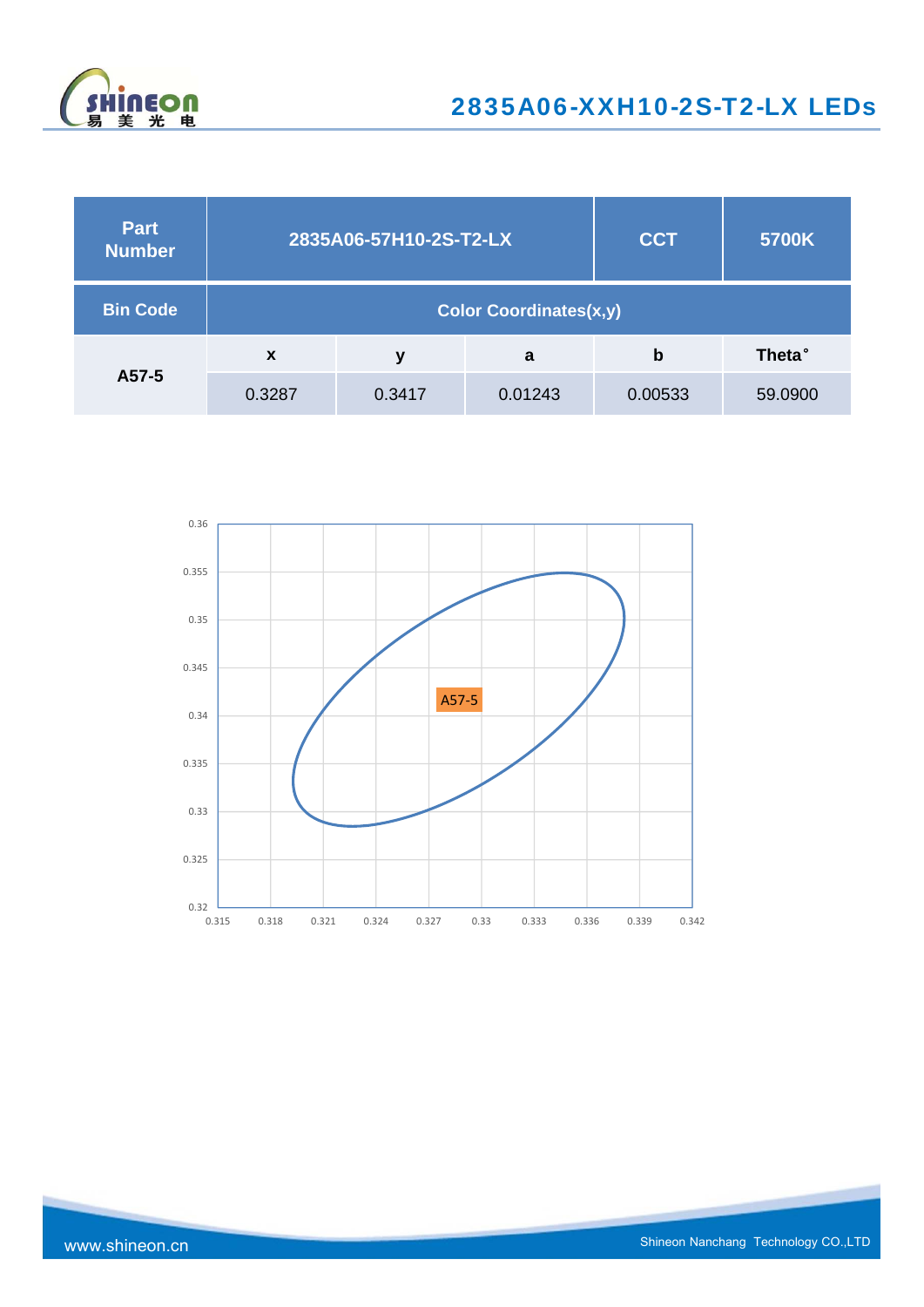| Part Number | 2835A06-57H10-2S-T2-LX | | | CCT | 5700K |
|---|---|---|---|---|---|
| Bin Code | Color Coordinates(x,y) | | | | |
| A57-5 | x | y | a | b | Theta° |
| | 0.3287 | 0.3417 | 0.01243 | 0.00533 | 59.0900 |

0.36
0.355
0.35
0.345
0.34
0.335
0.33
0.325
0.32

A57-5

0.315 0.318 0.321 0.324 0.327 0.33 0.333 0.336 0.339 0.342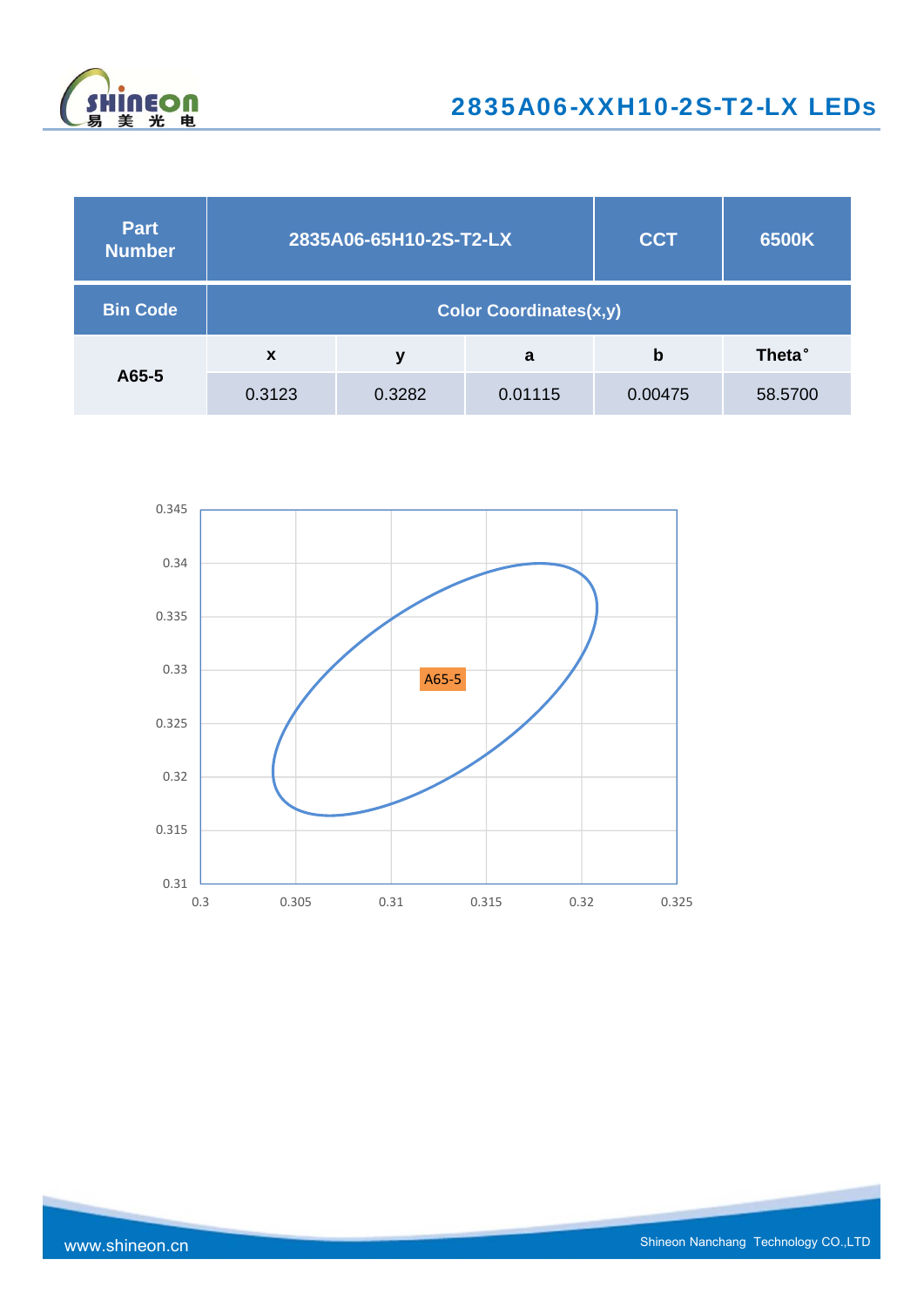| Part Number | 2835A06-65H10-2S-T2-LX | | CCT | 6500K |
|---|---|---|---|---|
| **Bin Code** | **Color Coordinates(x,y)** | | | |
| A65-5 | x | y | a | b | Theta° |
| | 0.3123 | 0.3282 | 0.01115 | 0.00475 | 58.5700 |

0.345
0.34
0.335
0.33
0.325
0.32
0.315
0.31

0.3 0.305 0.31 0.315 0.32 0.325

A65-5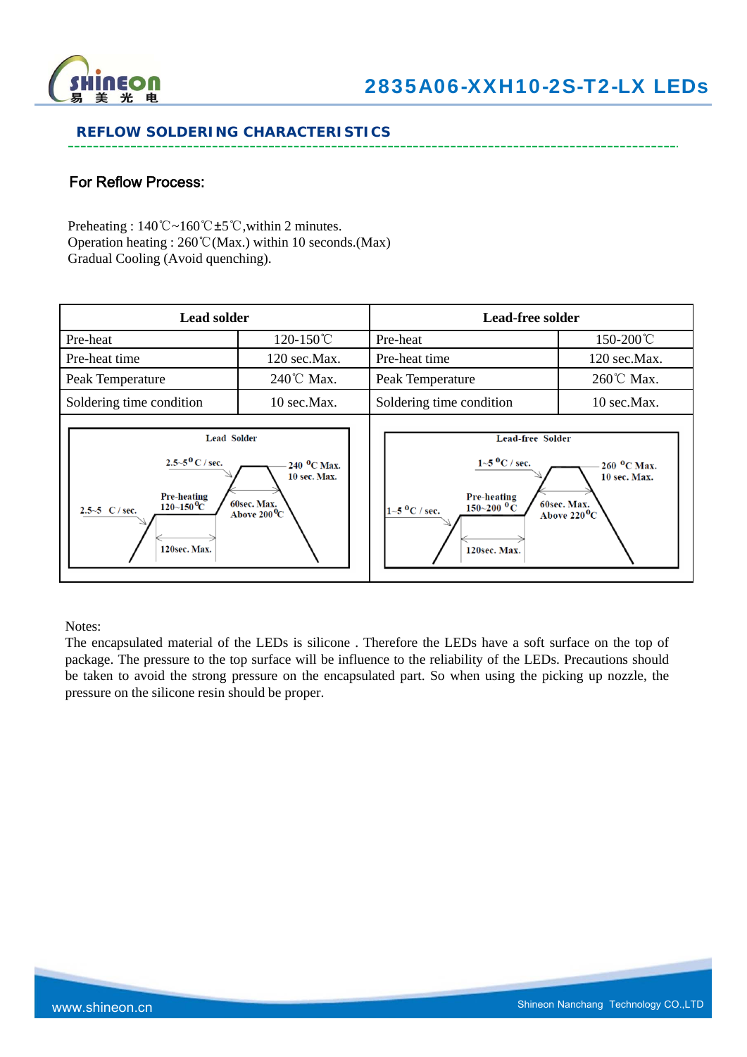## REFLOW SOLDERING CHARACTERISTICS

### For Reflow Process:

Preheating : 140℃~160℃±5℃,within 2 minutes.
Operation heating : 260℃(Max.) within 10 seconds.(Max)
Gradual Cooling (Avoid quenching).

| Lead solder | | Lead-free solder | |
|---|---|---|---|
| Pre-heat | 120-150℃ | Pre-heat | 150-200℃ |
| Pre-heat time | 120 sec.Max. | Pre-heat time | 120 sec.Max. |
| Peak Temperature | 240℃ Max. | Peak Temperature | 260℃ Max. |
| Soldering time condition | 10 sec.Max. | Soldering time condition | 10 sec.Max. |

Lead Solder: 2.5~5 °C / sec.; 2.5~5 °C / sec.; Pre-heating 120~150 °C; 120sec. Max.; 240 °C Max. 10 sec. Max.; 60sec. Max. Above 200 °C

Lead-free Solder: 1~5 °C / sec.; 1~5 °C / sec.; Pre-heating 150~200 °C; 120sec. Max.; 260 °C Max. 10 sec. Max.; 60sec. Max. Above 220 °C

Notes:
The encapsulated material of the LEDs is silicone . Therefore the LEDs have a soft surface on the top of package. The pressure to the top surface will be influence to the reliability of the LEDs. Precautions should be taken to avoid the strong pressure on the encapsulated part. So when using the picking up nozzle, the pressure on the silicone resin should be proper.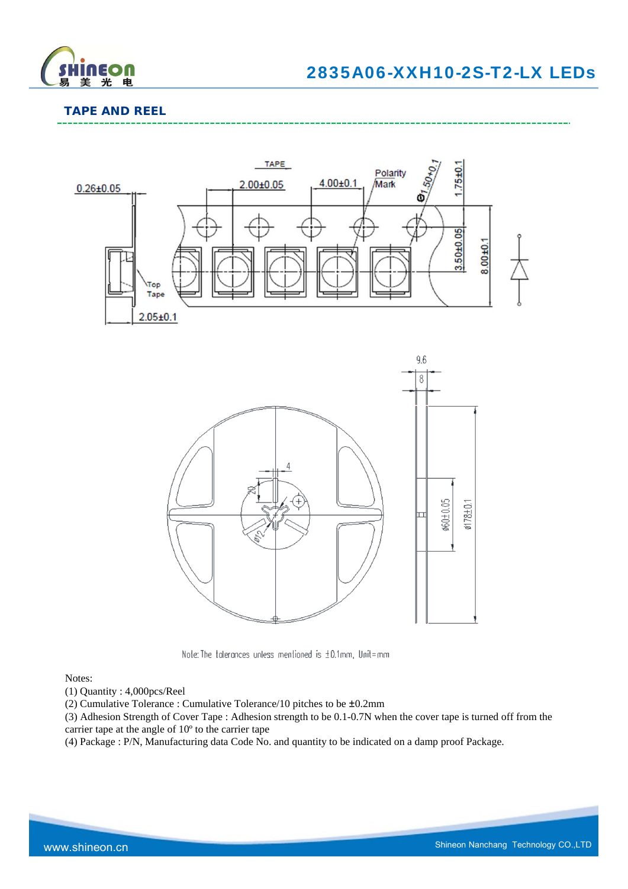## TAPE AND REEL

Note: The tolerances unless mentioned is ±0.1mm, Unit=mm

Notes:

(1) Quantity : 4,000pcs/Reel

(2) Cumulative Tolerance : Cumulative Tolerance/10 pitches to be ±0.2mm

(3) Adhesion Strength of Cover Tape : Adhesion strength to be 0.1-0.7N when the cover tape is turned off from the carrier tape at the angle of 10º to the carrier tape

(4) Package : P/N, Manufacturing data Code No. and quantity to be indicated on a damp proof Package.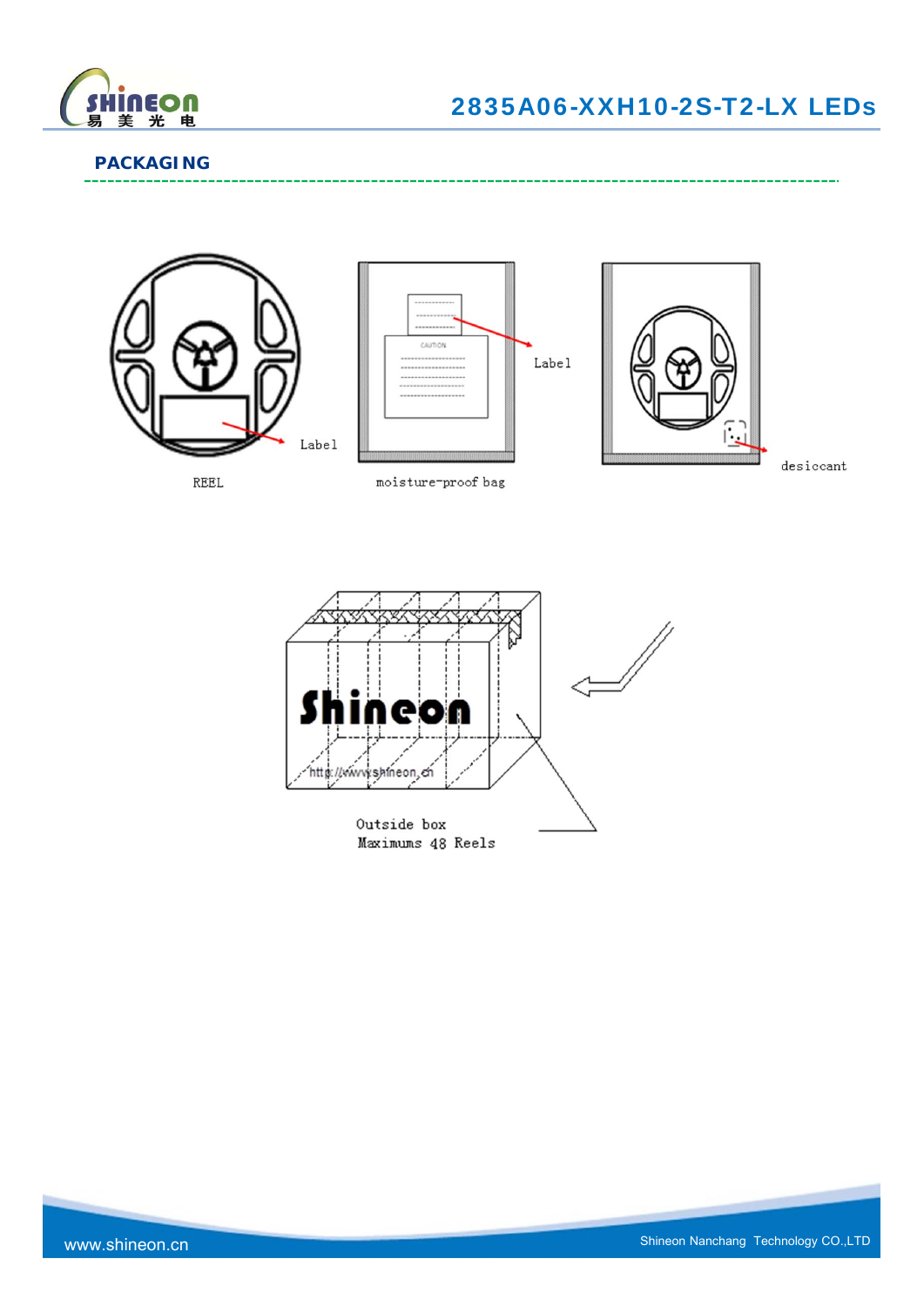## PACKAGING

Label

REEL

Label

moisture-proof bag

desiccant

Outside box
Maximums 48 Reels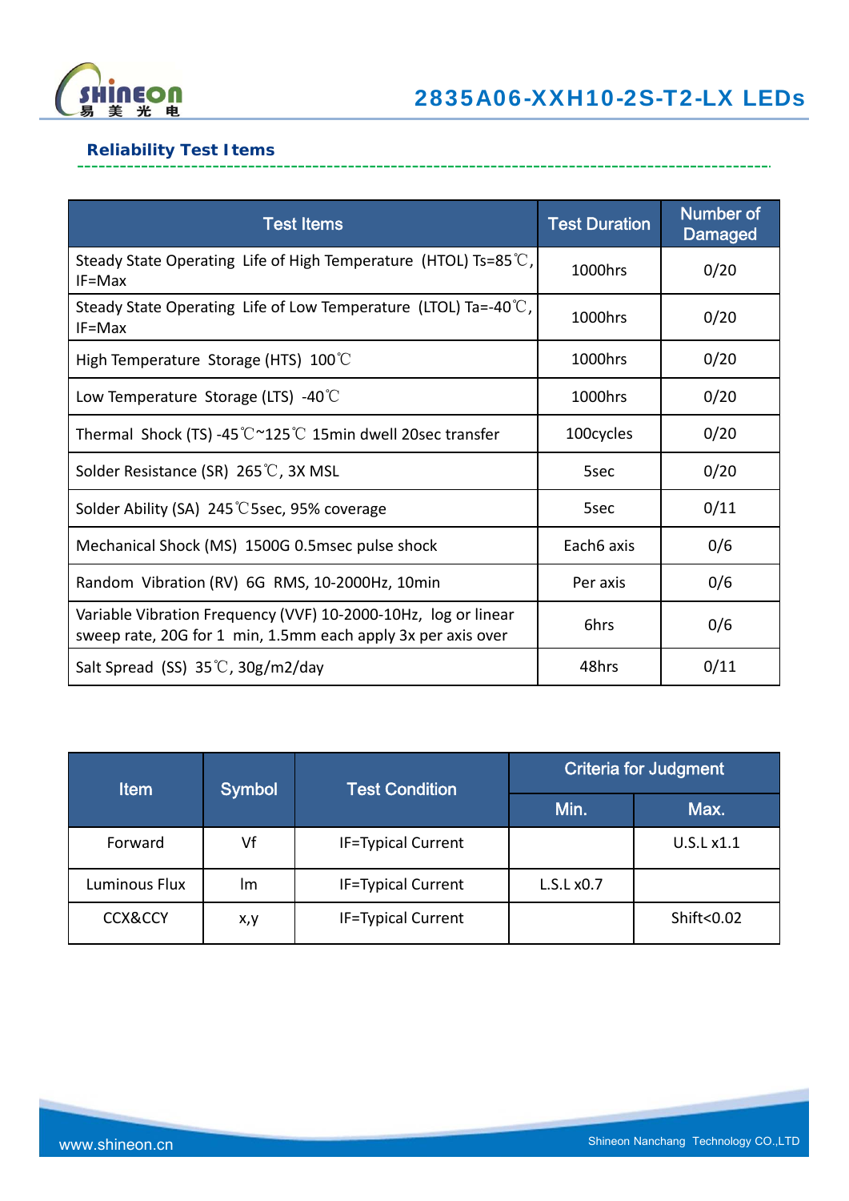## Reliability Test Items

| Test Items | Test Duration | Number of Damaged |
|---|---|---|
| Steady State Operating Life of High Temperature (HTOL) Ts=85℃, IF=Max | 1000hrs | 0/20 |
| Steady State Operating Life of Low Temperature (LTOL) Ta=-40℃, IF=Max | 1000hrs | 0/20 |
| High Temperature Storage (HTS) 100℃ | 1000hrs | 0/20 |
| Low Temperature Storage (LTS) -40℃ | 1000hrs | 0/20 |
| Thermal Shock (TS) -45℃~125℃ 15min dwell 20sec transfer | 100cycles | 0/20 |
| Solder Resistance (SR) 265℃, 3X MSL | 5sec | 0/20 |
| Solder Ability (SA) 245℃5sec, 95% coverage | 5sec | 0/11 |
| Mechanical Shock (MS) 1500G 0.5msec pulse shock | Each6 axis | 0/6 |
| Random Vibration (RV) 6G RMS, 10-2000Hz, 10min | Per axis | 0/6 |
| Variable Vibration Frequency (VVF) 10-2000-10Hz, log or linear sweep rate, 20G for 1 min, 1.5mm each apply 3x per axis over | 6hrs | 0/6 |
| Salt Spread (SS) 35℃, 30g/m2/day | 48hrs | 0/11 |

| Item | Symbol | Test Condition | Criteria for Judgment | |
|---|---|---|---|---|
| | | | Min. | Max. |
| Forward | Vf | IF=Typical Current | | U.S.L x1.1 |
| Luminous Flux | lm | IF=Typical Current | L.S.L x0.7 | |
| CCX&CCY | x,y | IF=Typical Current | | Shift<0.02 |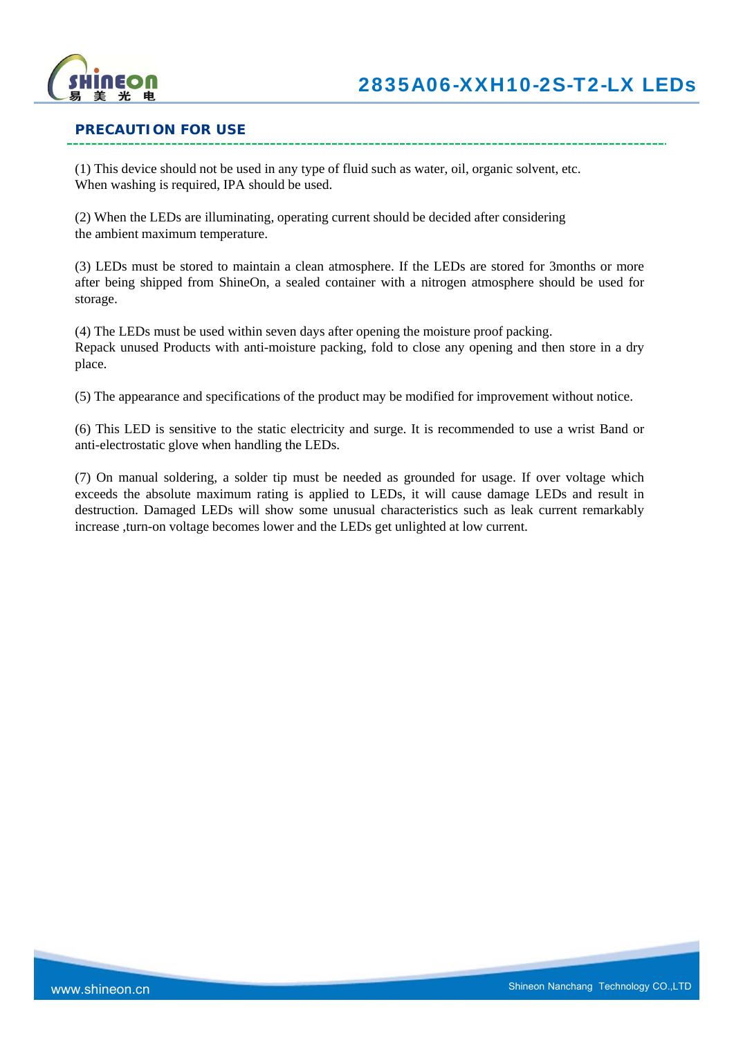## PRECAUTION FOR USE

(1) This device should not be used in any type of fluid such as water, oil, organic solvent, etc.
When washing is required, IPA should be used.

(2) When the LEDs are illuminating, operating current should be decided after considering the ambient maximum temperature.

(3) LEDs must be stored to maintain a clean atmosphere. If the LEDs are stored for 3months or more after being shipped from ShineOn, a sealed container with a nitrogen atmosphere should be used for storage.

(4) The LEDs must be used within seven days after opening the moisture proof packing.
Repack unused Products with anti-moisture packing, fold to close any opening and then store in a dry place.

(5) The appearance and specifications of the product may be modified for improvement without notice.

(6) This LED is sensitive to the static electricity and surge. It is recommended to use a wrist Band or anti-electrostatic glove when handling the LEDs.

(7) On manual soldering, a solder tip must be needed as grounded for usage. If over voltage which exceeds the absolute maximum rating is applied to LEDs, it will cause damage LEDs and result in destruction. Damaged LEDs will show some unusual characteristics such as leak current remarkably increase ,turn-on voltage becomes lower and the LEDs get unlighted at low current.